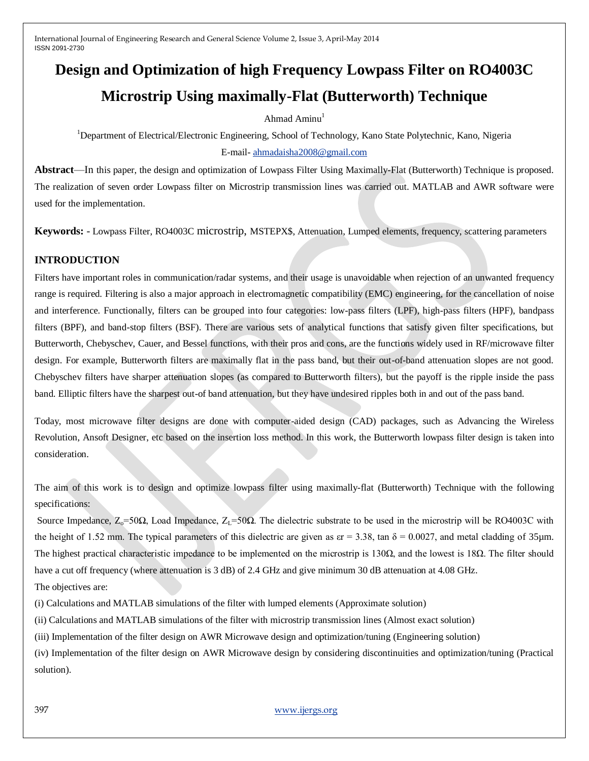# Design and Optimization of high Frequency Lowpass Filter on RO4003C Microstrip Using maximally-Flat (Butterworth) Technique

Ahmad Aminu[1]

[1]Department of Electrical/Electronic Engineering, School of Technology, Kano State Polytechnic, Kano, Nigeria

E-mail- ahmadaisha2008@gmail.com

**Abstract**—In this paper, the design and optimization of Lowpass Filter Using Maximally-Flat (Butterworth) Technique is proposed. The realization of seven order Lowpass filter on Microstrip transmission lines was carried out. MATLAB and AWR software were used for the implementation.

**Keywords:** - Lowpass Filter, RO4003C microstrip, MSTEPX$, Attenuation, Lumped elements, frequency, scattering parameters

## INTRODUCTION

Filters have important roles in communication/radar systems, and their usage is unavoidable when rejection of an unwanted frequency range is required. Filtering is also a major approach in electromagnetic compatibility (EMC) engineering, for the cancellation of noise and interference. Functionally, filters can be grouped into four categories: low-pass filters (LPF), high-pass filters (HPF), bandpass filters (BPF), and band-stop filters (BSF). There are various sets of analytical functions that satisfy given filter specifications, but Butterworth, Chebyschev, Cauer, and Bessel functions, with their pros and cons, are the functions widely used in RF/microwave filter design. For example, Butterworth filters are maximally flat in the pass band, but their out-of-band attenuation slopes are not good. Chebyschev filters have sharper attenuation slopes (as compared to Butterworth filters), but the payoff is the ripple inside the pass band. Elliptic filters have the sharpest out-of band attenuation, but they have undesired ripples both in and out of the pass band.

Today, most microwave filter designs are done with computer-aided design (CAD) packages, such as Advancing the Wireless Revolution, Ansoft Designer, etc based on the insertion loss method. In this work, the Butterworth lowpass filter design is taken into consideration.

The aim of this work is to design and optimize lowpass filter using maximally-flat (Butterworth) Technique with the following specifications:

Source Impedance, $Z_o$=50Ω, Load Impedance, $Z_L$=50Ω. The dielectric substrate to be used in the microstrip will be RO4003C with the height of 1.52 mm. The typical parameters of this dielectric are given as $\varepsilon r = 3.38$, $\tan \delta = 0.0027$, and metal cladding of 35μm. The highest practical characteristic impedance to be implemented on the microstrip is 130Ω, and the lowest is 18Ω. The filter should have a cut off frequency (where attenuation is 3 dB) of 2.4 GHz and give minimum 30 dB attenuation at 4.08 GHz.

The objectives are:

(i) Calculations and MATLAB simulations of the filter with lumped elements (Approximate solution)

(ii) Calculations and MATLAB simulations of the filter with microstrip transmission lines (Almost exact solution)

(iii) Implementation of the filter design on AWR Microwave design and optimization/tuning (Engineering solution)

(iv) Implementation of the filter design on AWR Microwave design by considering discontinuities and optimization/tuning (Practical solution).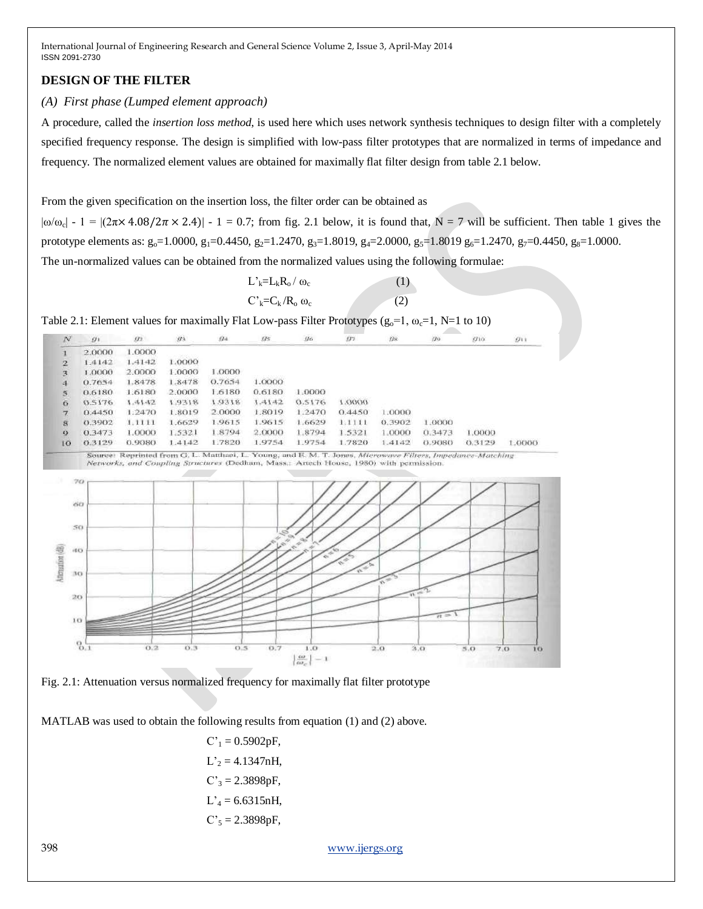## DESIGN OF THE FILTER

### *(A) First phase (Lumped element approach)*

A procedure, called the *insertion loss method,* is used here which uses network synthesis techniques to design filter with a completely specified frequency response. The design is simplified with low-pass filter prototypes that are normalized in terms of impedance and frequency. The normalized element values are obtained for maximally flat filter design from table 2.1 below.

From the given specification on the insertion loss, the filter order can be obtained as

$|\omega/\omega_c| - 1 = |(2\pi \times 4.08/2\pi \times 2.4)| - 1 = 0.7$; from fig. 2.1 below, it is found that, N = 7 will be sufficient. Then table 1 gives the prototype elements as: $g_o$=1.0000, $g_1$=0.4450, $g_2$=1.2470, $g_3$=1.8019, $g_4$=2.0000, $g_5$=1.8019 $g_6$=1.2470, $g_7$=0.4450, $g_8$=1.0000.

The un-normalized values can be obtained from the normalized values using the following formulae:

$$L'_k = L_k R_o / \omega_c \qquad (1)$$

$$C'_k = C_k / R_o \, \omega_c \qquad (2)$$

Table 2.1: Element values for maximally Flat Low-pass Filter Prototypes ($g_o$=1, $\omega_c$=1, N=1 to 10)

| N | $g_1$ | $g_2$ | $g_3$ | $g_4$ | $g_5$ | $g_6$ | $g_7$ | $g_8$ | $g_9$ | $g_{10}$ | $g_{11}$ |
|---|---|---|---|---|---|---|---|---|---|---|---|
| 1 | 2.0000 | 1.0000 | | | | | | | | | |
| 2 | 1.4142 | 1.4142 | 1.0000 | | | | | | | | |
| 3 | 1.0000 | 2.0000 | 1.0000 | 1.0000 | | | | | | | |
| 4 | 0.7654 | 1.8478 | 1.8478 | 0.7654 | 1.0000 | | | | | | |
| 5 | 0.6180 | 1.6180 | 2.0000 | 1.6180 | 0.6180 | 1.0000 | | | | | |
| 6 | 0.5176 | 1.4142 | 1.9318 | 1.9318 | 1.4142 | 0.5176 | 1.0000 | | | | |
| 7 | 0.4450 | 1.2470 | 1.8019 | 2.0000 | 1.8019 | 1.2470 | 0.4450 | 1.0000 | | | |
| 8 | 0.3902 | 1.1111 | 1.6629 | 1.9615 | 1.9615 | 1.6629 | 1.1111 | 0.3902 | 1.0000 | | |
| 9 | 0.3473 | 1.0000 | 1.5321 | 1.8794 | 2.0000 | 1.8794 | 1.5321 | 1.0000 | 0.3473 | 1.0000 | |
| 10 | 0.3129 | 0.9080 | 1.4142 | 1.7820 | 1.9754 | 1.9754 | 1.7820 | 1.4142 | 0.9080 | 0.3129 | 1.0000 |

Source: Reprinted from G. L. Matthaei, L. Young, and E. M. T. Jones, *Microwave Filters, Impedance-Matching Networks, and Coupling Structures* (Dedham, Mass.: Artech House, 1980) with permission.

Fig. 2.1: Attenuation versus normalized frequency for maximally flat filter prototype

MATLAB was used to obtain the following results from equation (1) and (2) above.

$C'_1$ = 0.5902pF,

$L'_2$ = 4.1347nH,

$C'_3$ = 2.3898pF,

$L'_4$ = 6.6315nH,

$C'_5$ = 2.3898pF,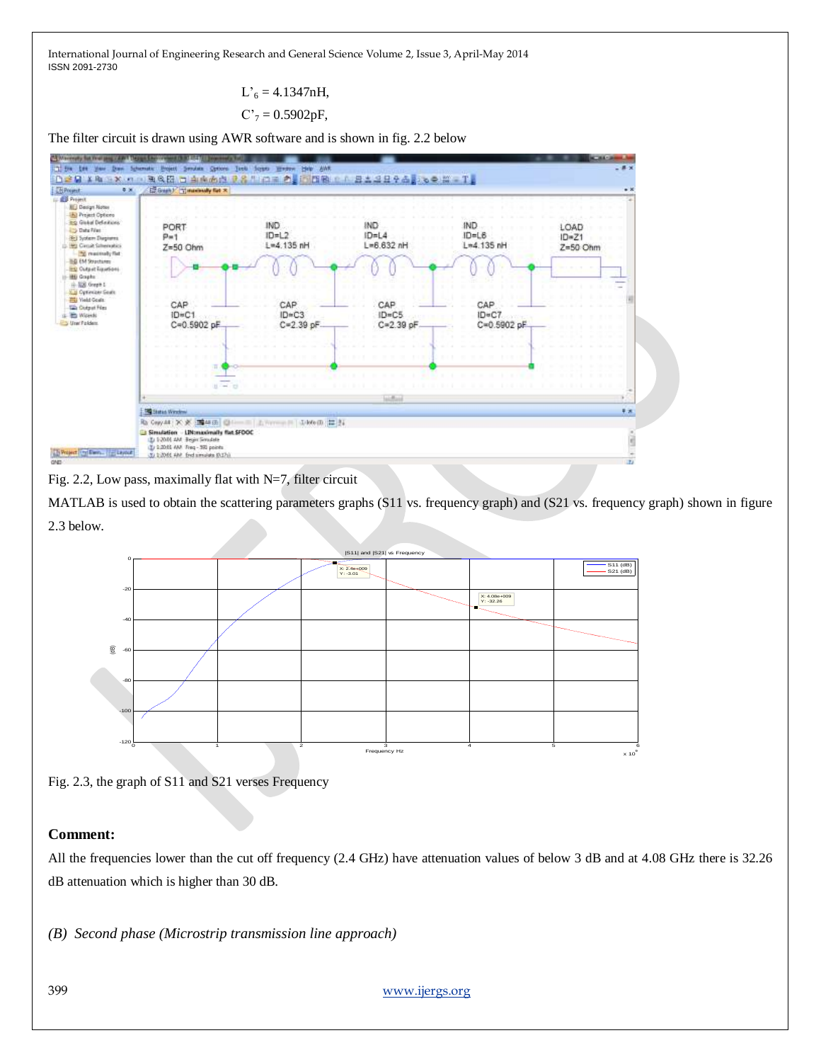$L'_6 = 4.1347\text{nH}$,

$C'_7 = 0.5902\text{pF}$,

The filter circuit is drawn using AWR software and is shown in fig. 2.2 below

Fig. 2.2, Low pass, maximally flat with N=7, filter circuit

MATLAB is used to obtain the scattering parameters graphs (S11 vs. frequency graph) and (S21 vs. frequency graph) shown in figure 2.3 below.

Fig. 2.3, the graph of S11 and S21 verses Frequency

**Comment:**

All the frequencies lower than the cut off frequency (2.4 GHz) have attenuation values of below 3 dB and at 4.08 GHz there is 32.26 dB attenuation which is higher than 30 dB.

*(B) Second phase (Microstrip transmission line approach)*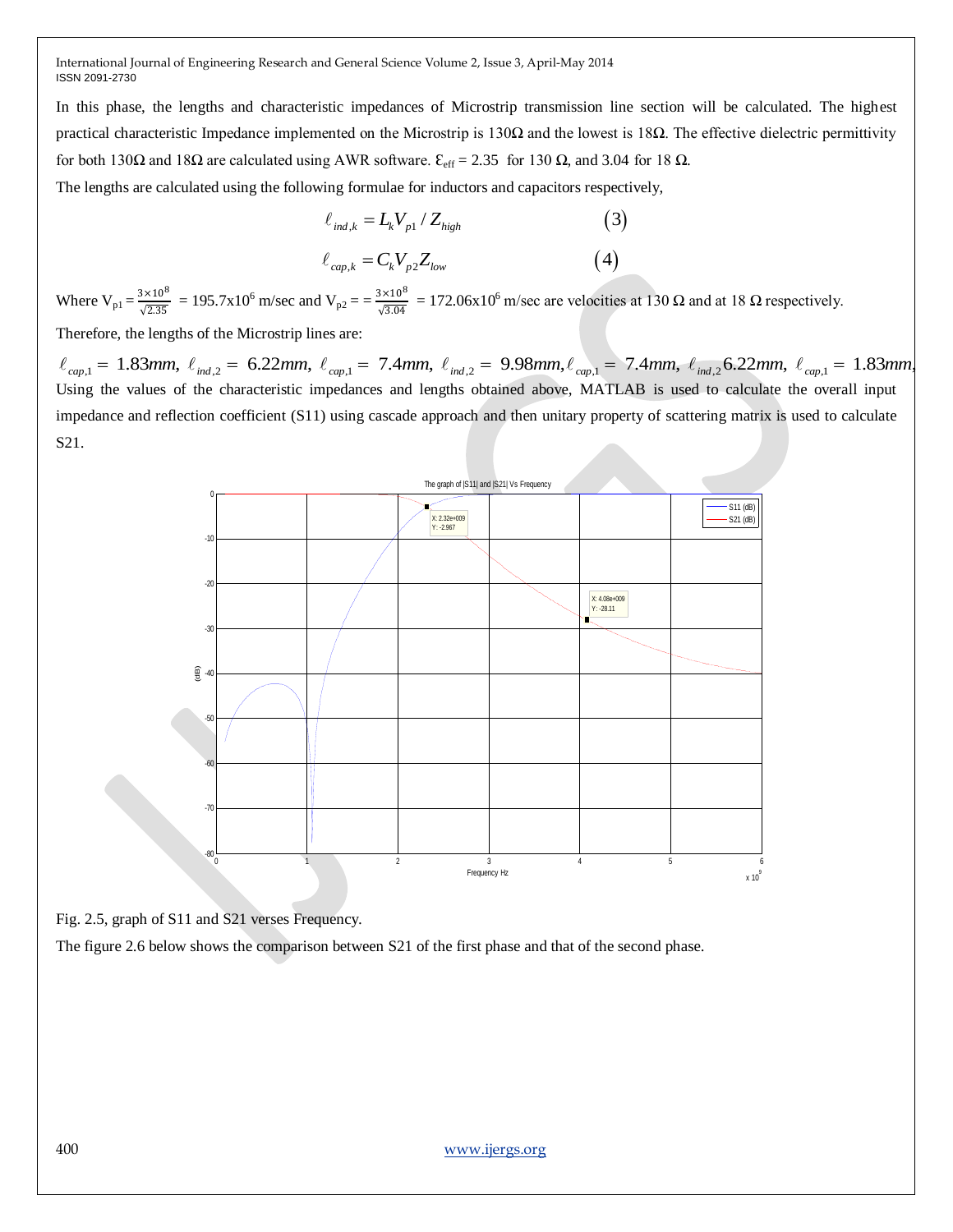In this phase, the lengths and characteristic impedances of Microstrip transmission line section will be calculated. The highest practical characteristic Impedance implemented on the Microstrip is 130Ω and the lowest is 18Ω. The effective dielectric permittivity for both 130Ω and 18Ω are calculated using AWR software. $\varepsilon_{eff}$ = 2.35 for 130 Ω, and 3.04 for 18 Ω.

The lengths are calculated using the following formulae for inductors and capacitors respectively,

$$\ell_{ind,k} = L_k V_{p1} / Z_{high} \tag{3}$$

$$\ell_{cap,k} = C_k V_{p2} Z_{low} \tag{4}$$

Where $V_{p1} = \frac{3\times10^8}{\sqrt{2.35}}$ = 195.7x10$^6$ m/sec and $V_{p2} = = \frac{3\times10^8}{\sqrt{3.04}}$ = 172.06x10$^6$ m/sec are velocities at 130 Ω and at 18 Ω respectively.

Therefore, the lengths of the Microstrip lines are:

$\ell_{cap,1} = 1.83mm$, $\ell_{ind,2} = 6.22mm$, $\ell_{cap,1} = 7.4mm$, $\ell_{ind,2} = 9.98mm$, $\ell_{cap,1} = 7.4mm$, $\ell_{ind,2}$ $6.22mm$, $\ell_{cap,1} = 1.83mm$,

Using the values of the characteristic impedances and lengths obtained above, MATLAB is used to calculate the overall input impedance and reflection coefficient (S11) using cascade approach and then unitary property of scattering matrix is used to calculate S21.

Fig. 2.5, graph of S11 and S21 verses Frequency.

The figure 2.6 below shows the comparison between S21 of the first phase and that of the second phase.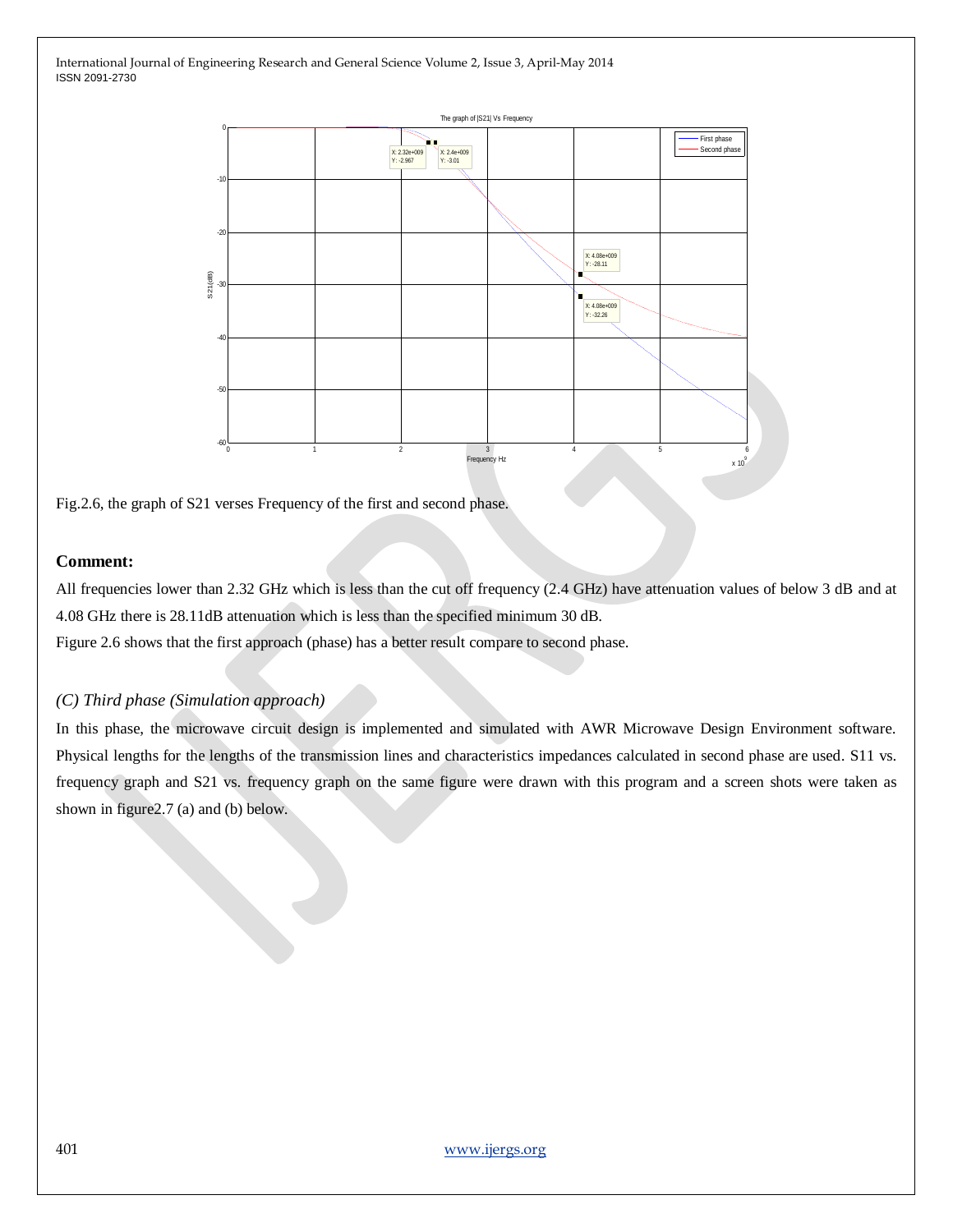Fig.2.6, the graph of S21 verses Frequency of the first and second phase.

**Comment:**

All frequencies lower than 2.32 GHz which is less than the cut off frequency (2.4 GHz) have attenuation values of below 3 dB and at 4.08 GHz there is 28.11dB attenuation which is less than the specified minimum 30 dB.

Figure 2.6 shows that the first approach (phase) has a better result compare to second phase.

*(C) Third phase (Simulation approach)*

In this phase, the microwave circuit design is implemented and simulated with AWR Microwave Design Environment software. Physical lengths for the lengths of the transmission lines and characteristics impedances calculated in second phase are used. S11 vs. frequency graph and S21 vs. frequency graph on the same figure were drawn with this program and a screen shots were taken as shown in figure2.7 (a) and (b) below.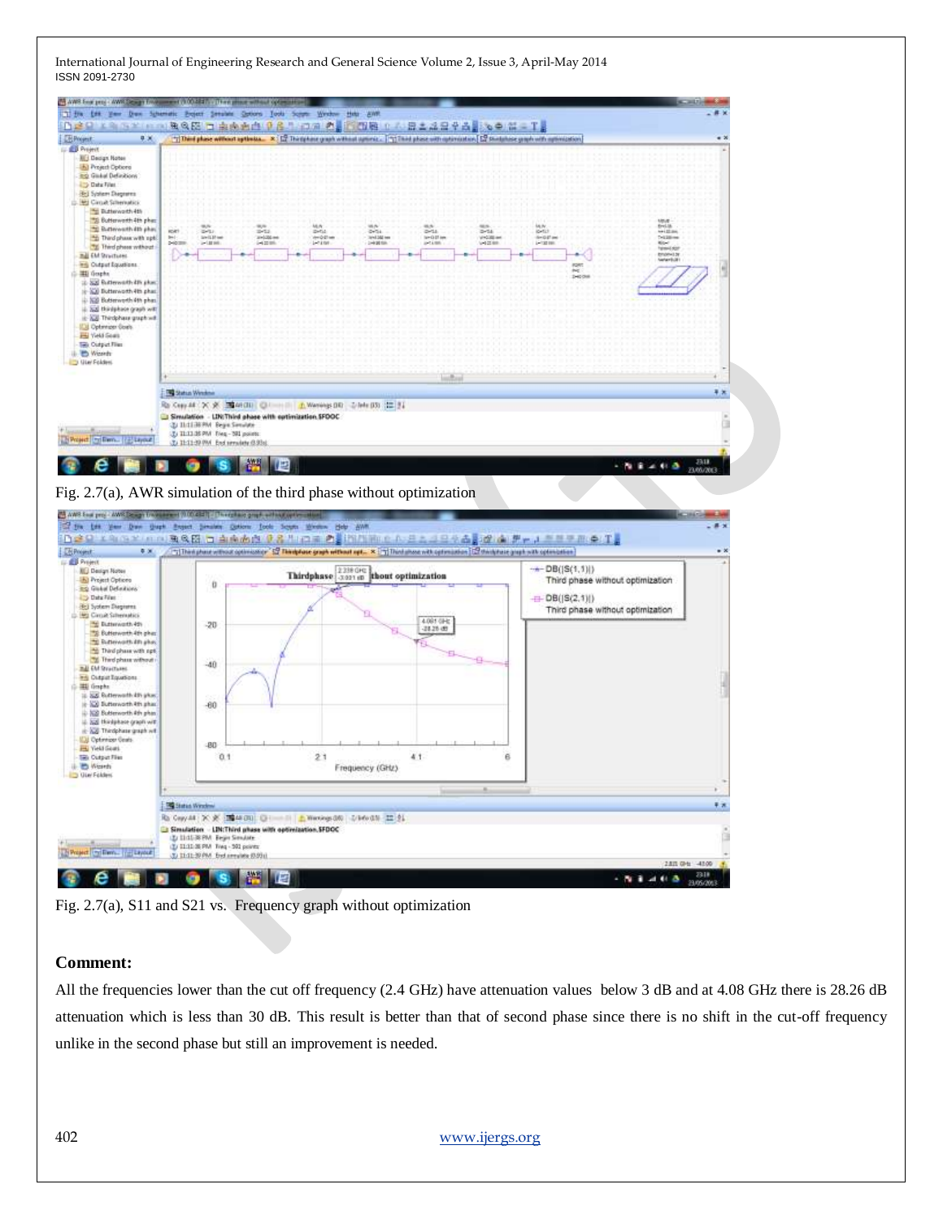Fig. 2.7(a), AWR simulation of the third phase without optimization

Fig. 2.7(a), S11 and S21 vs. Frequency graph without optimization

**Comment:**

All the frequencies lower than the cut off frequency (2.4 GHz) have attenuation values below 3 dB and at 4.08 GHz there is 28.26 dB attenuation which is less than 30 dB. This result is better than that of second phase since there is no shift in the cut-off frequency unlike in the second phase but still an improvement is needed.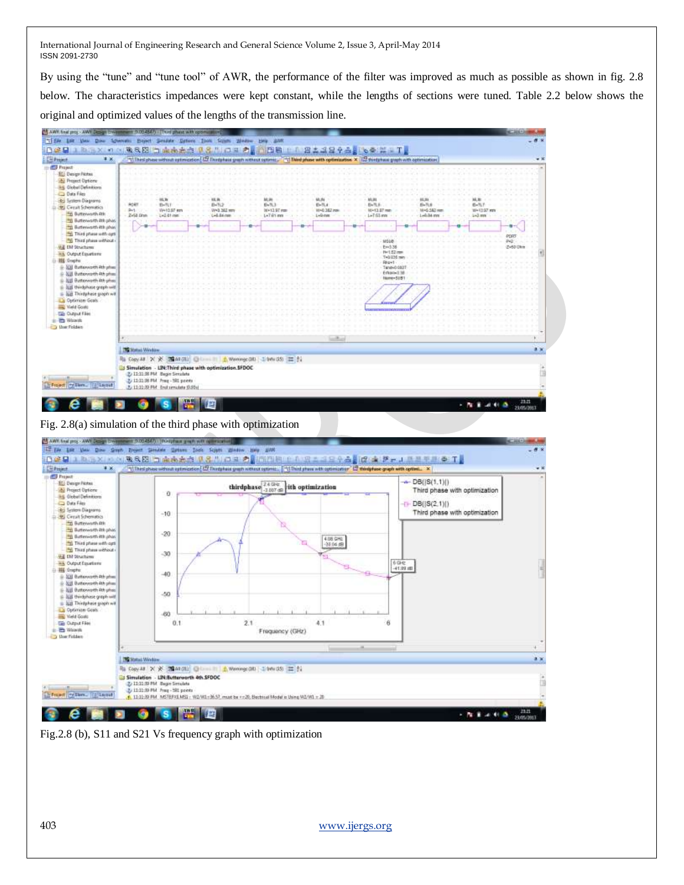By using the "tune" and "tune tool" of AWR, the performance of the filter was improved as much as possible as shown in fig. 2.8 below. The characteristics impedances were kept constant, while the lengths of sections were tuned. Table 2.2 below shows the original and optimized values of the lengths of the transmission line.

Fig. 2.8(a) simulation of the third phase with optimization

Fig.2.8 (b), S11 and S21 Vs frequency graph with optimization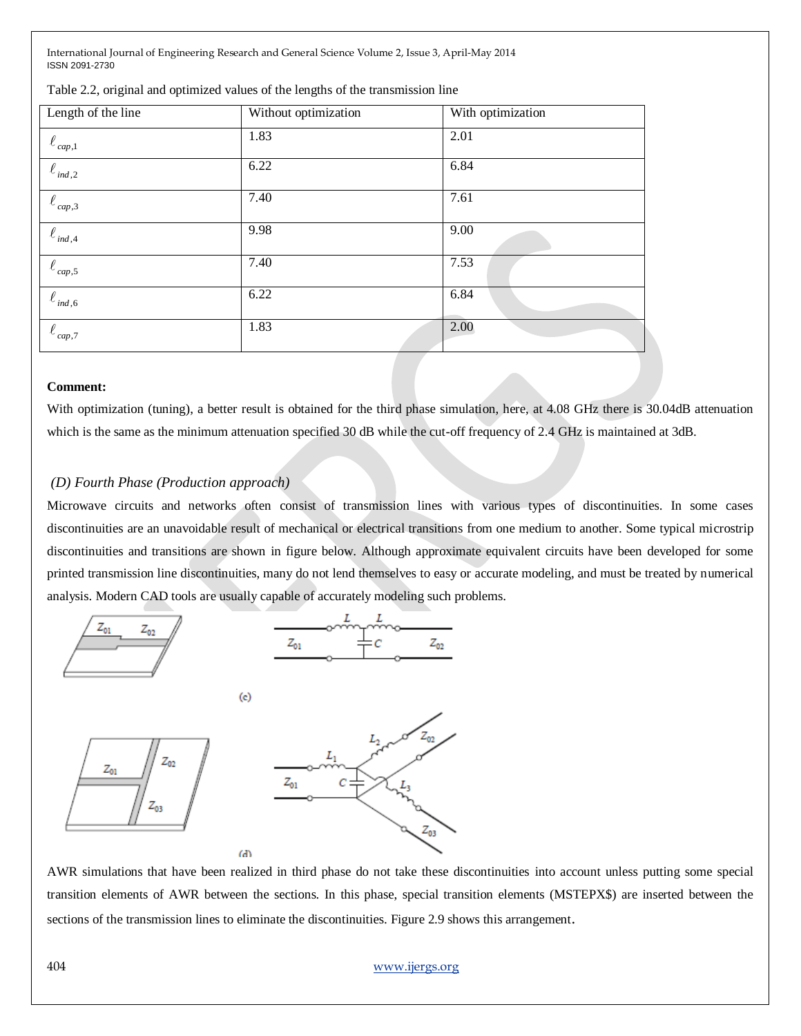Table 2.2, original and optimized values of the lengths of the transmission line

| Length of the line | Without optimization | With optimization |
|---|---|---|
| $\ell_{cap,1}$ | 1.83 | 2.01 |
| $\ell_{ind,2}$ | 6.22 | 6.84 |
| $\ell_{cap,3}$ | 7.40 | 7.61 |
| $\ell_{ind,4}$ | 9.98 | 9.00 |
| $\ell_{cap,5}$ | 7.40 | 7.53 |
| $\ell_{ind,6}$ | 6.22 | 6.84 |
| $\ell_{cap,7}$ | 1.83 | 2.00 |

**Comment:**

With optimization (tuning), a better result is obtained for the third phase simulation, here, at 4.08 GHz there is 30.04dB attenuation which is the same as the minimum attenuation specified 30 dB while the cut-off frequency of 2.4 GHz is maintained at 3dB.

### *(D) Fourth Phase (Production approach)*

Microwave circuits and networks often consist of transmission lines with various types of discontinuities. In some cases discontinuities are an unavoidable result of mechanical or electrical transitions from one medium to another. Some typical microstrip discontinuities and transitions are shown in figure below. Although approximate equivalent circuits have been developed for some printed transmission line discontinuities, many do not lend themselves to easy or accurate modeling, and must be treated by numerical analysis. Modern CAD tools are usually capable of accurately modeling such problems.

(c)

(d)

AWR simulations that have been realized in third phase do not take these discontinuities into account unless putting some special transition elements of AWR between the sections. In this phase, special transition elements (MSTEPX$) are inserted between the sections of the transmission lines to eliminate the discontinuities. Figure 2.9 shows this arrangement.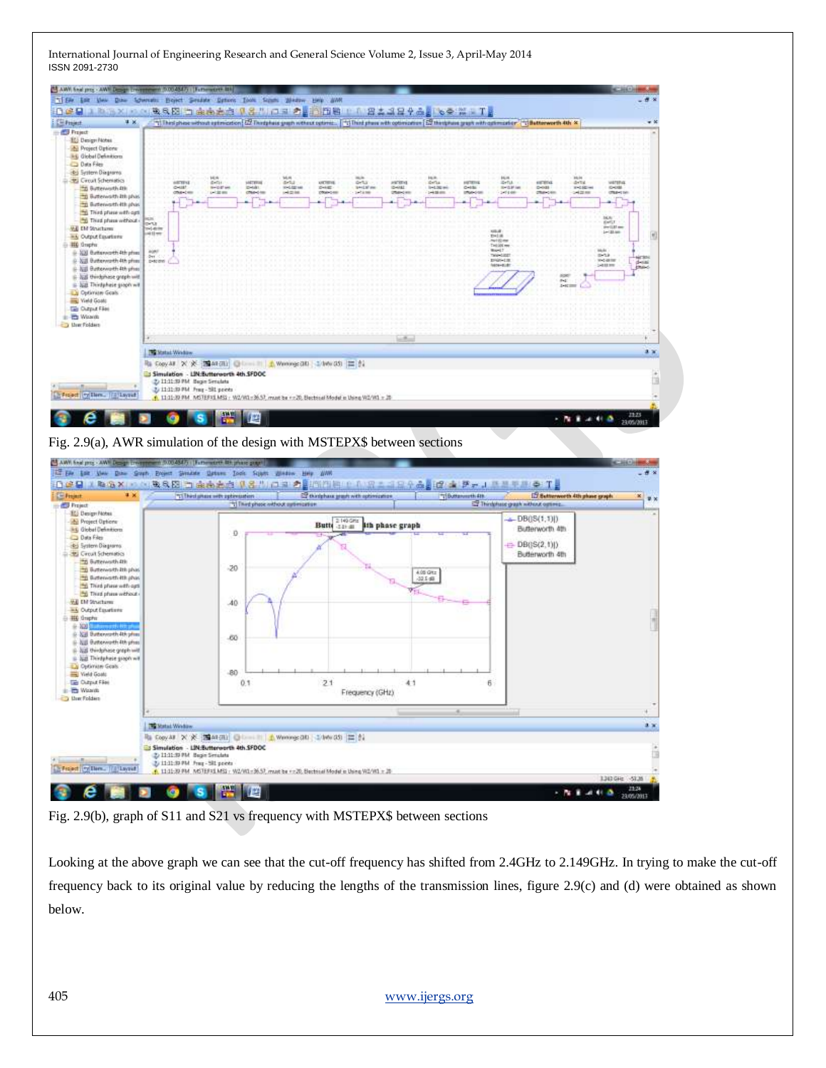Fig. 2.9(a), AWR simulation of the design with MSTEPX$ between sections

Fig. 2.9(b), graph of S11 and S21 vs frequency with MSTEPX$ between sections

Looking at the above graph we can see that the cut-off frequency has shifted from 2.4GHz to 2.149GHz. In trying to make the cut-off frequency back to its original value by reducing the lengths of the transmission lines, figure 2.9(c) and (d) were obtained as shown below.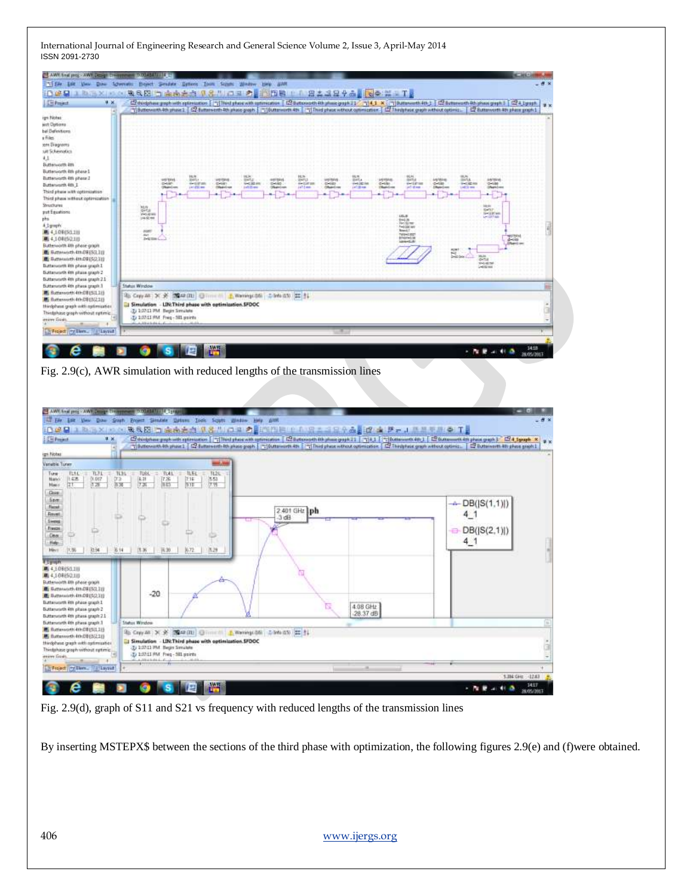Fig. 2.9(c), AWR simulation with reduced lengths of the transmission lines

Fig. 2.9(d), graph of S11 and S21 vs frequency with reduced lengths of the transmission lines

By inserting MSTEPX$ between the sections of the third phase with optimization, the following figures 2.9(e) and (f)were obtained.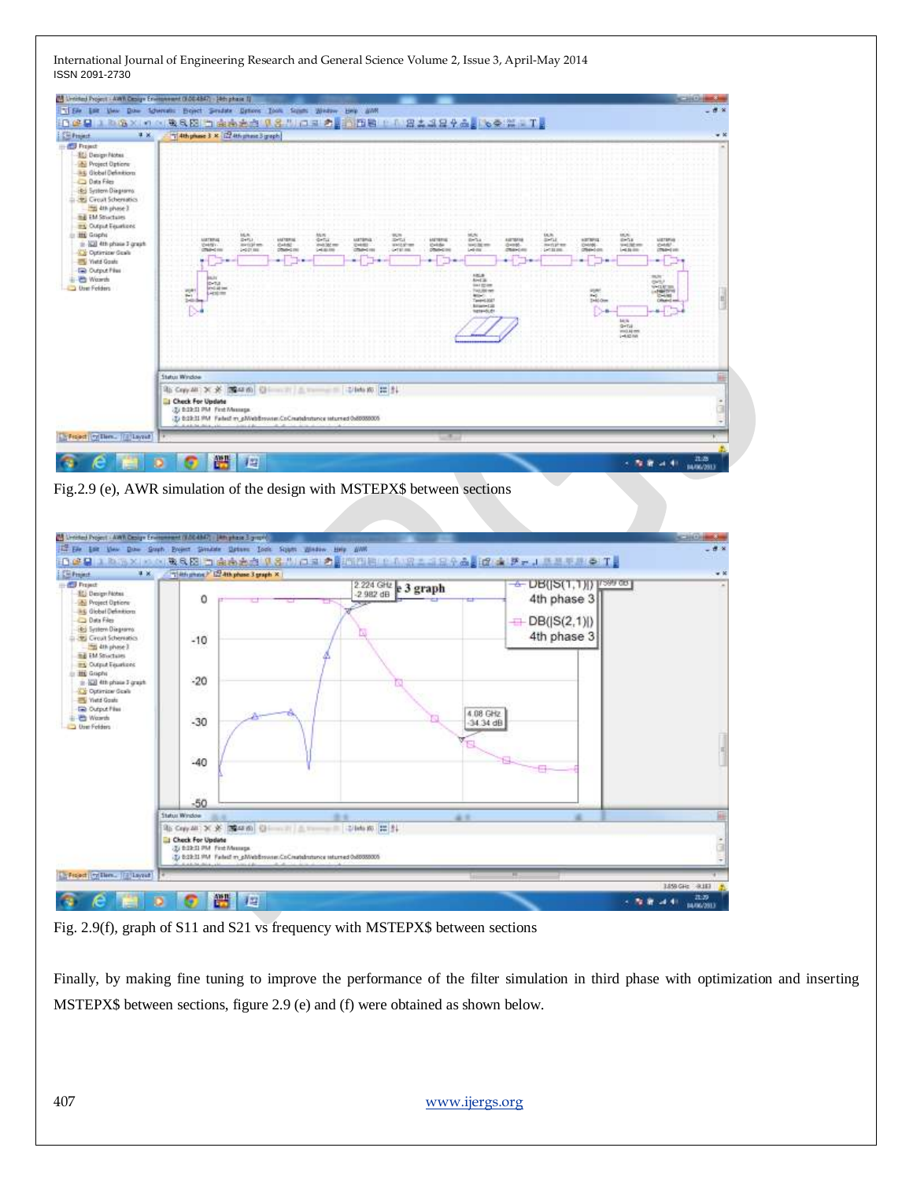Fig.2.9 (e), AWR simulation of the design with MSTEPX$ between sections

Fig. 2.9(f), graph of S11 and S21 vs frequency with MSTEPX$ between sections

Finally, by making fine tuning to improve the performance of the filter simulation in third phase with optimization and inserting MSTEPX$ between sections, figure 2.9 (e) and (f) were obtained as shown below.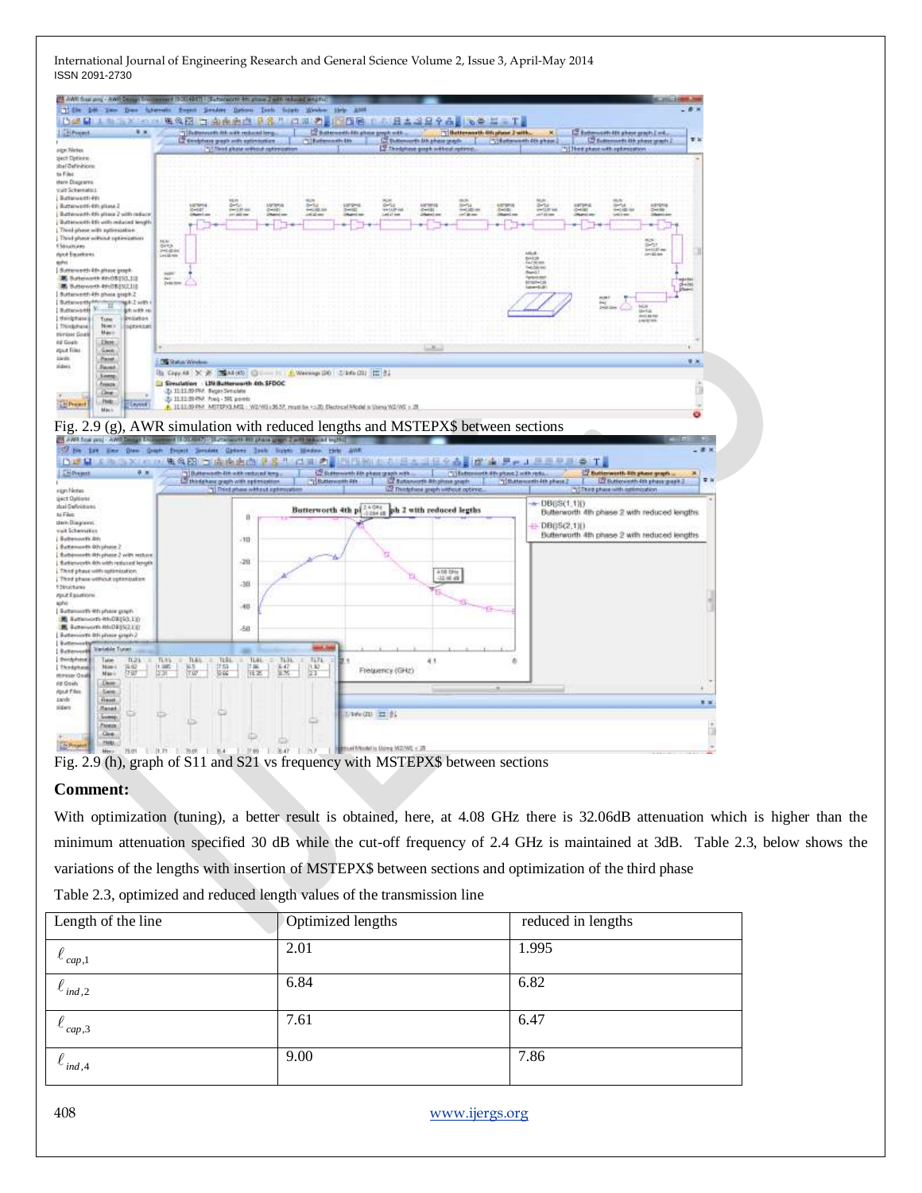Fig. 2.9 (g), AWR simulation with reduced lengths and MSTEPX$ between sections

Fig. 2.9 (h), graph of S11 and S21 vs frequency with MSTEPX$ between sections

**Comment:**

With optimization (tuning), a better result is obtained, here, at 4.08 GHz there is 32.06dB attenuation which is higher than the minimum attenuation specified 30 dB while the cut-off frequency of 2.4 GHz is maintained at 3dB. Table 2.3, below shows the variations of the lengths with insertion of MSTEPX$ between sections and optimization of the third phase

Table 2.3, optimized and reduced length values of the transmission line

| Length of the line | Optimized lengths | reduced in lengths |
|---|---|---|
| $\ell_{cap,1}$ | 2.01 | 1.995 |
| $\ell_{ind,2}$ | 6.84 | 6.82 |
| $\ell_{cap,3}$ | 7.61 | 6.47 |
| $\ell_{ind,4}$ | 9.00 | 7.86 |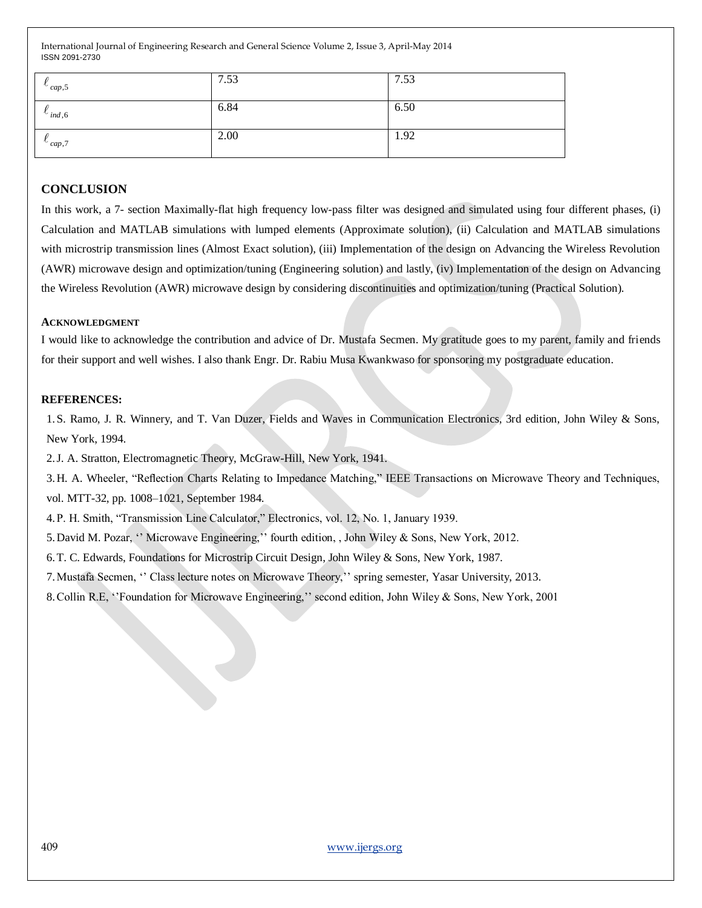| | | |
|---|---|---|
| $\ell_{cap,5}$ | 7.53 | 7.53 |
| $\ell_{ind,6}$ | 6.84 | 6.50 |
| $\ell_{cap,7}$ | 2.00 | 1.92 |

## CONCLUSION

In this work, a 7- section Maximally-flat high frequency low-pass filter was designed and simulated using four different phases, (i) Calculation and MATLAB simulations with lumped elements (Approximate solution), (ii) Calculation and MATLAB simulations with microstrip transmission lines (Almost Exact solution), (iii) Implementation of the design on Advancing the Wireless Revolution (AWR) microwave design and optimization/tuning (Engineering solution) and lastly, (iv) Implementation of the design on Advancing the Wireless Revolution (AWR) microwave design by considering discontinuities and optimization/tuning (Practical Solution).

### ACKNOWLEDGMENT

I would like to acknowledge the contribution and advice of Dr. Mustafa Secmen. My gratitude goes to my parent, family and friends for their support and well wishes. I also thank Engr. Dr. Rabiu Musa Kwankwaso for sponsoring my postgraduate education.

## REFERENCES:

1. S. Ramo, J. R. Winnery, and T. Van Duzer, Fields and Waves in Communication Electronics, 3rd edition, John Wiley & Sons, New York, 1994.
2. J. A. Stratton, Electromagnetic Theory, McGraw-Hill, New York, 1941.
3. H. A. Wheeler, "Reflection Charts Relating to Impedance Matching," IEEE Transactions on Microwave Theory and Techniques, vol. MTT-32, pp. 1008–1021, September 1984.
4. P. H. Smith, "Transmission Line Calculator," Electronics, vol. 12, No. 1, January 1939.
5. David M. Pozar, '' Microwave Engineering,'' fourth edition, , John Wiley & Sons, New York, 2012.
6. T. C. Edwards, Foundations for Microstrip Circuit Design, John Wiley & Sons, New York, 1987.
7. Mustafa Secmen, '' Class lecture notes on Microwave Theory,'' spring semester, Yasar University, 2013.
8. Collin R.E, ''Foundation for Microwave Engineering,'' second edition, John Wiley & Sons, New York, 2001